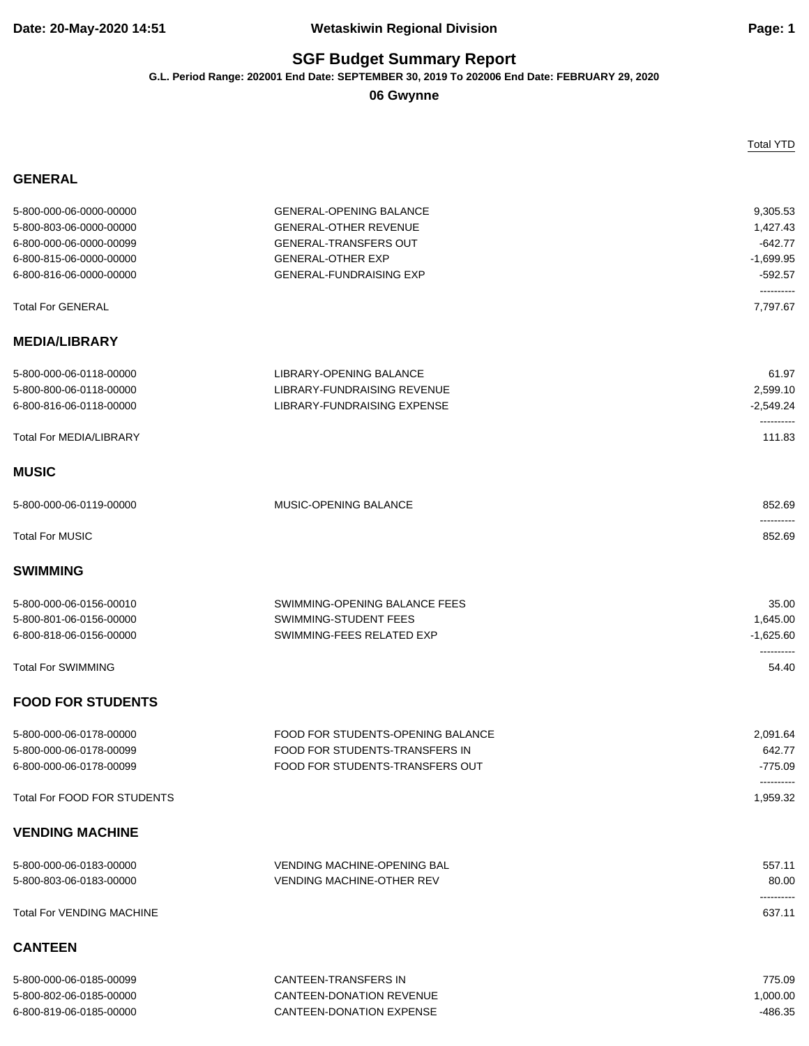# SGF Budget Summary Report

**G.L. Period Range: 202001 End Date: SEPTEMBER 30, 2019 To 202006 End Date: FEBRUARY 29, 2020**

**06 Gwynne**

## GENERAL

| Account | Description | Total YTD |
|---|---|---|
| 5-800-000-06-0000-00000 | GENERAL-OPENING BALANCE | 9,305.53 |
| 5-800-803-06-0000-00000 | GENERAL-OTHER REVENUE | 1,427.43 |
| 6-800-000-06-0000-00099 | GENERAL-TRANSFERS OUT | -642.77 |
| 6-800-815-06-0000-00000 | GENERAL-OTHER EXP | -1,699.95 |
| 6-800-816-06-0000-00000 | GENERAL-FUNDRAISING EXP | -592.57 |
| Total For GENERAL | | 7,797.67 |

## MEDIA/LIBRARY

| Account | Description | Total YTD |
|---|---|---|
| 5-800-000-06-0118-00000 | LIBRARY-OPENING BALANCE | 61.97 |
| 5-800-800-06-0118-00000 | LIBRARY-FUNDRAISING REVENUE | 2,599.10 |
| 6-800-816-06-0118-00000 | LIBRARY-FUNDRAISING EXPENSE | -2,549.24 |
| Total For MEDIA/LIBRARY | | 111.83 |

## MUSIC

| Account | Description | Total YTD |
|---|---|---|
| 5-800-000-06-0119-00000 | MUSIC-OPENING BALANCE | 852.69 |
| Total For MUSIC | | 852.69 |

## SWIMMING

| Account | Description | Total YTD |
|---|---|---|
| 5-800-000-06-0156-00010 | SWIMMING-OPENING BALANCE FEES | 35.00 |
| 5-800-801-06-0156-00000 | SWIMMING-STUDENT FEES | 1,645.00 |
| 6-800-818-06-0156-00000 | SWIMMING-FEES RELATED EXP | -1,625.60 |
| Total For SWIMMING | | 54.40 |

## FOOD FOR STUDENTS

| Account | Description | Total YTD |
|---|---|---|
| 5-800-000-06-0178-00000 | FOOD FOR STUDENTS-OPENING BALANCE | 2,091.64 |
| 5-800-000-06-0178-00099 | FOOD FOR STUDENTS-TRANSFERS IN | 642.77 |
| 6-800-000-06-0178-00099 | FOOD FOR STUDENTS-TRANSFERS OUT | -775.09 |
| Total For FOOD FOR STUDENTS | | 1,959.32 |

## VENDING MACHINE

| Account | Description | Total YTD |
|---|---|---|
| 5-800-000-06-0183-00000 | VENDING MACHINE-OPENING BAL | 557.11 |
| 5-800-803-06-0183-00000 | VENDING MACHINE-OTHER REV | 80.00 |
| Total For VENDING MACHINE | | 637.11 |

## CANTEEN

| Account | Description | Total YTD |
|---|---|---|
| 5-800-000-06-0185-00099 | CANTEEN-TRANSFERS IN | 775.09 |
| 5-800-802-06-0185-00000 | CANTEEN-DONATION REVENUE | 1,000.00 |
| 6-800-819-06-0185-00000 | CANTEEN-DONATION EXPENSE | -486.35 |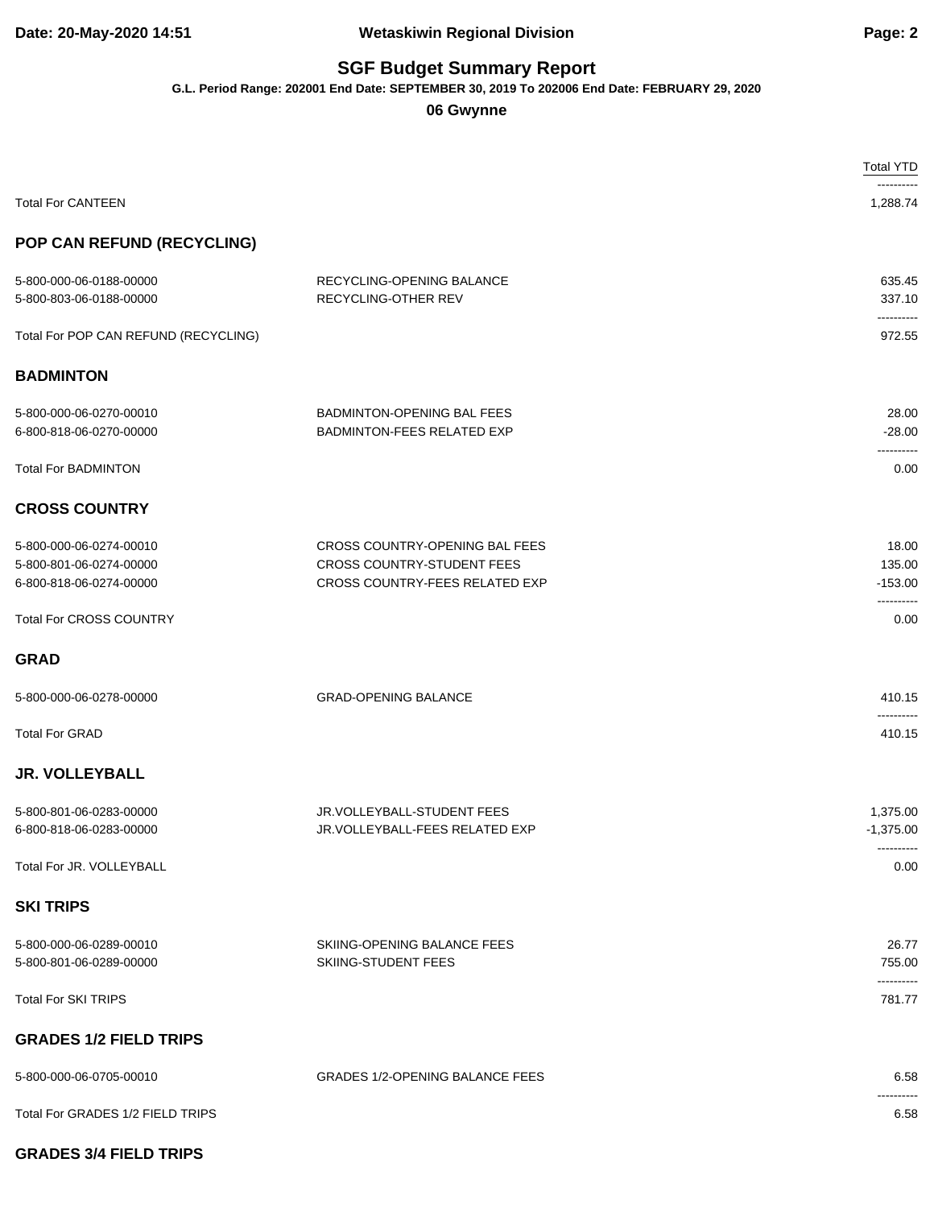## SGF Budget Summary Report

**G.L. Period Range: 202001 End Date: SEPTEMBER 30, 2019 To 202006 End Date: FEBRUARY 29, 2020**

**06 Gwynne**

| | | Total YTD |
|---|---|---|
| Total For CANTEEN | | 1,288.74 |

### POP CAN REFUND (RECYCLING)

| | | |
|---|---|---|
| 5-800-000-06-0188-00000 | RECYCLING-OPENING BALANCE | 635.45 |
| 5-800-803-06-0188-00000 | RECYCLING-OTHER REV | 337.10 |
| Total For POP CAN REFUND (RECYCLING) | | 972.55 |

### BADMINTON

| | | |
|---|---|---|
| 5-800-000-06-0270-00010 | BADMINTON-OPENING BAL FEES | 28.00 |
| 6-800-818-06-0270-00000 | BADMINTON-FEES RELATED EXP | -28.00 |
| Total For BADMINTON | | 0.00 |

### CROSS COUNTRY

| | | |
|---|---|---|
| 5-800-000-06-0274-00010 | CROSS COUNTRY-OPENING BAL FEES | 18.00 |
| 5-800-801-06-0274-00000 | CROSS COUNTRY-STUDENT FEES | 135.00 |
| 6-800-818-06-0274-00000 | CROSS COUNTRY-FEES RELATED EXP | -153.00 |
| Total For CROSS COUNTRY | | 0.00 |

### GRAD

| | | |
|---|---|---|
| 5-800-000-06-0278-00000 | GRAD-OPENING BALANCE | 410.15 |
| Total For GRAD | | 410.15 |

### JR. VOLLEYBALL

| | | |
|---|---|---|
| 5-800-801-06-0283-00000 | JR.VOLLEYBALL-STUDENT FEES | 1,375.00 |
| 6-800-818-06-0283-00000 | JR.VOLLEYBALL-FEES RELATED EXP | -1,375.00 |
| Total For JR. VOLLEYBALL | | 0.00 |

### SKI TRIPS

| | | |
|---|---|---|
| 5-800-000-06-0289-00010 | SKIING-OPENING BALANCE FEES | 26.77 |
| 5-800-801-06-0289-00000 | SKIING-STUDENT FEES | 755.00 |
| Total For SKI TRIPS | | 781.77 |

### GRADES 1/2 FIELD TRIPS

| | | |
|---|---|---|
| 5-800-000-06-0705-00010 | GRADES 1/2-OPENING BALANCE FEES | 6.58 |
| Total For GRADES 1/2 FIELD TRIPS | | 6.58 |

### GRADES 3/4 FIELD TRIPS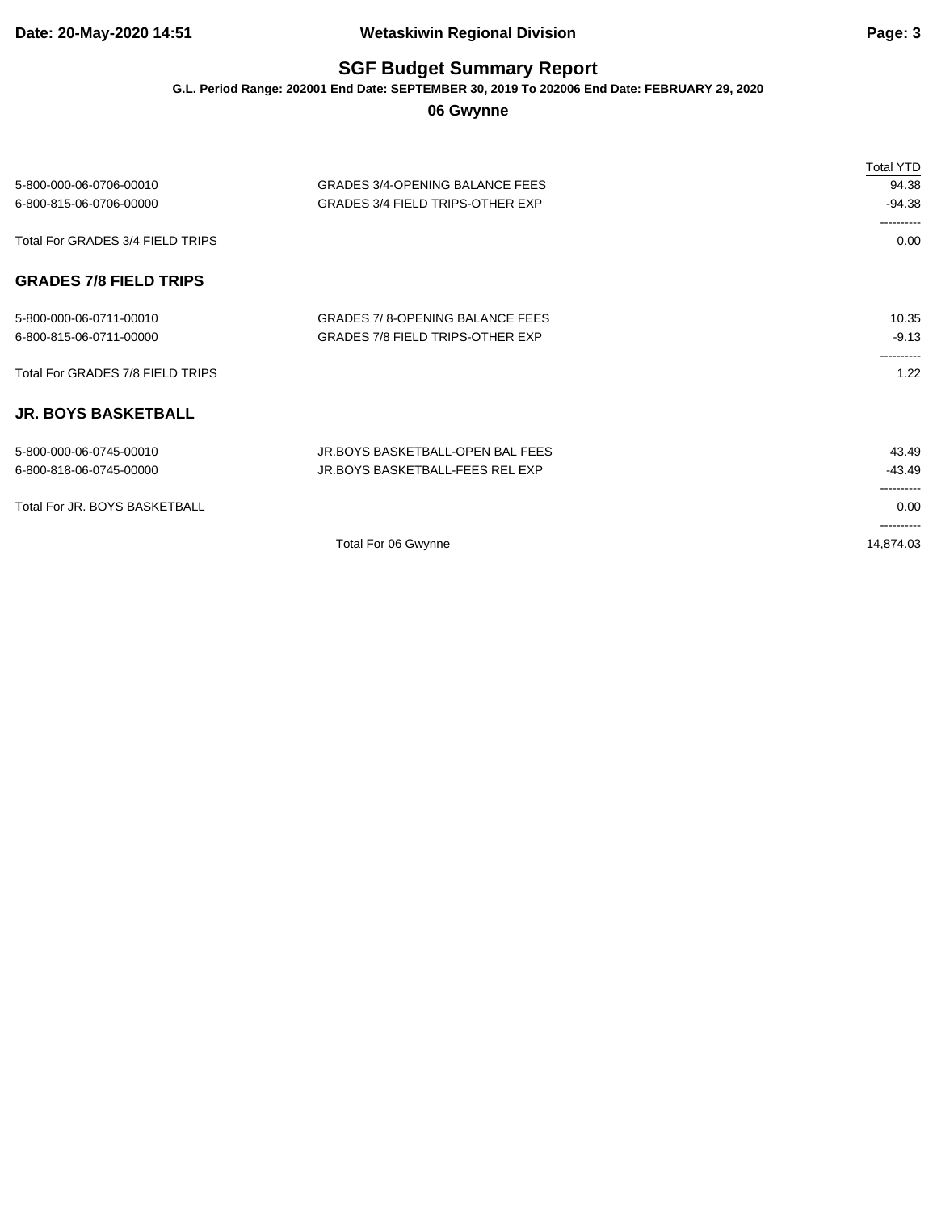# SGF Budget Summary Report

**G.L. Period Range: 202001 End Date: SEPTEMBER 30, 2019 To 202006 End Date: FEBRUARY 29, 2020**

**06 Gwynne**

| | | Total YTD |
|---|---|---|
| 5-800-000-06-0706-00010 | GRADES 3/4-OPENING BALANCE FEES | 94.38 |
| 6-800-815-06-0706-00000 | GRADES 3/4 FIELD TRIPS-OTHER EXP | -94.38 |
| Total For GRADES 3/4 FIELD TRIPS | | 0.00 |

## GRADES 7/8 FIELD TRIPS

| | | |
|---|---|---|
| 5-800-000-06-0711-00010 | GRADES 7/ 8-OPENING BALANCE FEES | 10.35 |
| 6-800-815-06-0711-00000 | GRADES 7/8 FIELD TRIPS-OTHER EXP | -9.13 |
| Total For GRADES 7/8 FIELD TRIPS | | 1.22 |

## JR. BOYS BASKETBALL

| | | |
|---|---|---|
| 5-800-000-06-0745-00010 | JR.BOYS BASKETBALL-OPEN BAL FEES | 43.49 |
| 6-800-818-06-0745-00000 | JR.BOYS BASKETBALL-FEES REL EXP | -43.49 |
| Total For JR. BOYS BASKETBALL | | 0.00 |
| | Total For 06 Gwynne | 14,874.03 |